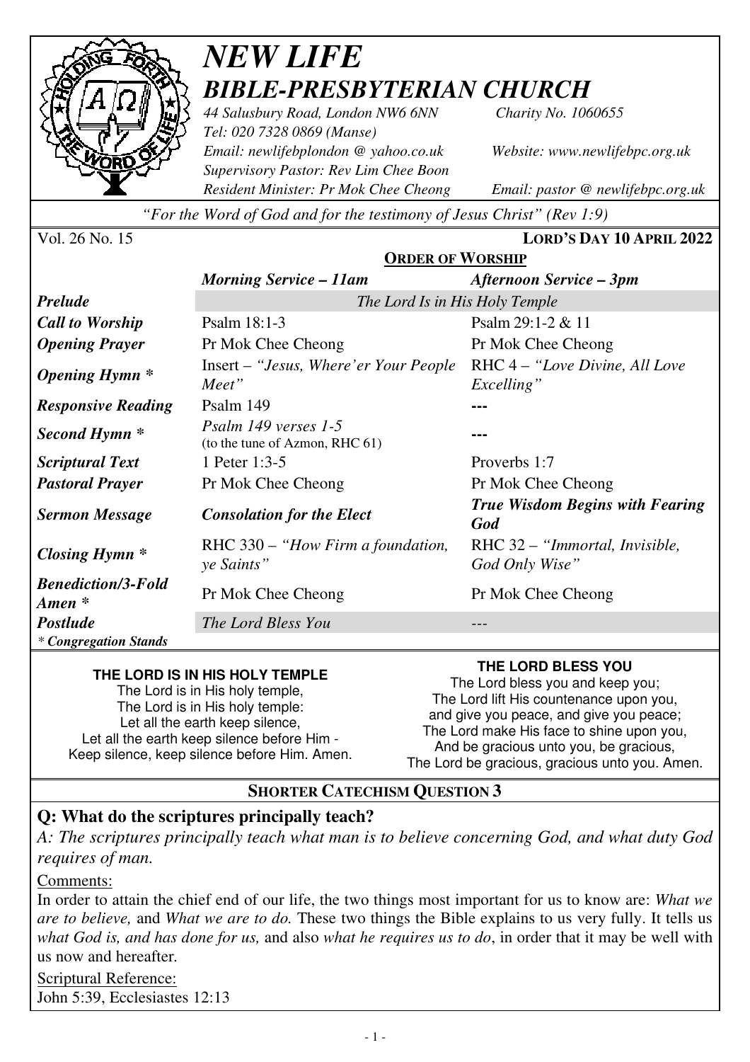# *NEW LIFE*
## *BIBLE-PRESBYTERIAN CHURCH*

*44 Salusbury Road, London NW6 6NN* — *Charity No. 1060655*
*Tel: 020 7328 0869 (Manse)*
*Email: newlifebplondon @ yahoo.co.uk* — *Website: www.newlifebpc.org.uk*
*Supervisory Pastor: Rev Lim Chee Boon*
*Resident Minister: Pr Mok Chee Cheong* — *Email: pastor @ newlifebpc.org.uk*

*"For the Word of God and for the testimony of Jesus Christ" (Rev 1:9)*

Vol. 26 No. 15 — **LORD'S DAY 10 APRIL 2022**

## ORDER OF WORSHIP

| | *Morning Service – 11am* | *Afternoon Service – 3pm* |
|---|---|---|
| ***Prelude*** | *The Lord Is in His Holy Temple* | |
| ***Call to Worship*** | Psalm 18:1-3 | Psalm 29:1-2 & 11 |
| ***Opening Prayer*** | Pr Mok Chee Cheong | Pr Mok Chee Cheong |
| ***Opening Hymn \**** | Insert – *"Jesus, Where'er Your People Meet"* | RHC 4 – *"Love Divine, All Love Excelling"* |
| ***Responsive Reading*** | Psalm 149 | --- |
| ***Second Hymn \**** | *Psalm 149 verses 1-5* (to the tune of Azmon, RHC 61) | --- |
| ***Scriptural Text*** | 1 Peter 1:3-5 | Proverbs 1:7 |
| ***Pastoral Prayer*** | Pr Mok Chee Cheong | Pr Mok Chee Cheong |
| ***Sermon Message*** | ***Consolation for the Elect*** | ***True Wisdom Begins with Fearing God*** |
| ***Closing Hymn \**** | RHC 330 – *"How Firm a foundation, ye Saints"* | RHC 32 – *"Immortal, Invisible, God Only Wise"* |
| ***Benediction/3-Fold Amen \**** | Pr Mok Chee Cheong | Pr Mok Chee Cheong |
| ***Postlude*** | *The Lord Bless You* | --- |

*\* Congregation Stands*

**THE LORD IS IN HIS HOLY TEMPLE**

The Lord is in His holy temple,
The Lord is in His holy temple:
Let all the earth keep silence,
Let all the earth keep silence before Him -
Keep silence, keep silence before Him. Amen.

**THE LORD BLESS YOU**

The Lord bless you and keep you;
The Lord lift His countenance upon you,
and give you peace, and give you peace;
The Lord make His face to shine upon you,
And be gracious unto you, be gracious,
The Lord be gracious, gracious unto you. Amen.

## SHORTER CATECHISM QUESTION 3

**Q: What do the scriptures principally teach?**

*A: The scriptures principally teach what man is to believe concerning God, and what duty God requires of man.*

Comments:

In order to attain the chief end of our life, the two things most important for us to know are: *What we are to believe,* and *What we are to do.* These two things the Bible explains to us very fully. It tells us *what God is, and has done for us,* and also *what he requires us to do*, in order that it may be well with us now and hereafter.

Scriptural Reference:

John 5:39, Ecclesiastes 12:13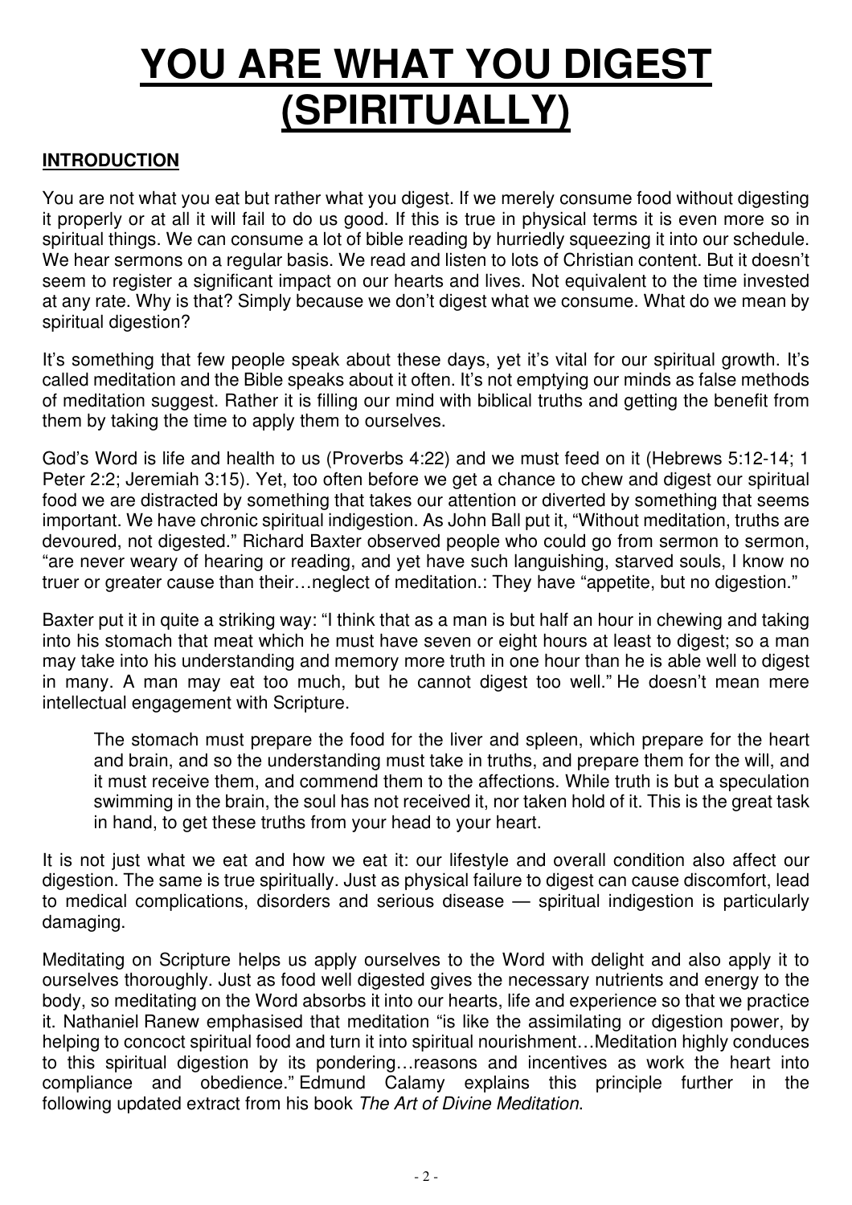# YOU ARE WHAT YOU DIGEST (SPIRITUALLY)

## INTRODUCTION

You are not what you eat but rather what you digest. If we merely consume food without digesting it properly or at all it will fail to do us good. If this is true in physical terms it is even more so in spiritual things. We can consume a lot of bible reading by hurriedly squeezing it into our schedule. We hear sermons on a regular basis. We read and listen to lots of Christian content. But it doesn't seem to register a significant impact on our hearts and lives. Not equivalent to the time invested at any rate. Why is that? Simply because we don't digest what we consume. What do we mean by spiritual digestion?

It's something that few people speak about these days, yet it's vital for our spiritual growth. It's called meditation and the Bible speaks about it often. It's not emptying our minds as false methods of meditation suggest. Rather it is filling our mind with biblical truths and getting the benefit from them by taking the time to apply them to ourselves.

God's Word is life and health to us (Proverbs 4:22) and we must feed on it (Hebrews 5:12-14; 1 Peter 2:2; Jeremiah 3:15). Yet, too often before we get a chance to chew and digest our spiritual food we are distracted by something that takes our attention or diverted by something that seems important. We have chronic spiritual indigestion. As John Ball put it, "Without meditation, truths are devoured, not digested." Richard Baxter observed people who could go from sermon to sermon, "are never weary of hearing or reading, and yet have such languishing, starved souls, I know no truer or greater cause than their…neglect of meditation.: They have "appetite, but no digestion."

Baxter put it in quite a striking way: "I think that as a man is but half an hour in chewing and taking into his stomach that meat which he must have seven or eight hours at least to digest; so a man may take into his understanding and memory more truth in one hour than he is able well to digest in many. A man may eat too much, but he cannot digest too well." He doesn't mean mere intellectual engagement with Scripture.

> The stomach must prepare the food for the liver and spleen, which prepare for the heart and brain, and so the understanding must take in truths, and prepare them for the will, and it must receive them, and commend them to the affections. While truth is but a speculation swimming in the brain, the soul has not received it, nor taken hold of it. This is the great task in hand, to get these truths from your head to your heart.

It is not just what we eat and how we eat it: our lifestyle and overall condition also affect our digestion. The same is true spiritually. Just as physical failure to digest can cause discomfort, lead to medical complications, disorders and serious disease — spiritual indigestion is particularly damaging.

Meditating on Scripture helps us apply ourselves to the Word with delight and also apply it to ourselves thoroughly. Just as food well digested gives the necessary nutrients and energy to the body, so meditating on the Word absorbs it into our hearts, life and experience so that we practice it. Nathaniel Ranew emphasised that meditation "is like the assimilating or digestion power, by helping to concoct spiritual food and turn it into spiritual nourishment…Meditation highly conduces to this spiritual digestion by its pondering…reasons and incentives as work the heart into compliance and obedience." Edmund Calamy explains this principle further in the following updated extract from his book *The Art of Divine Meditation*.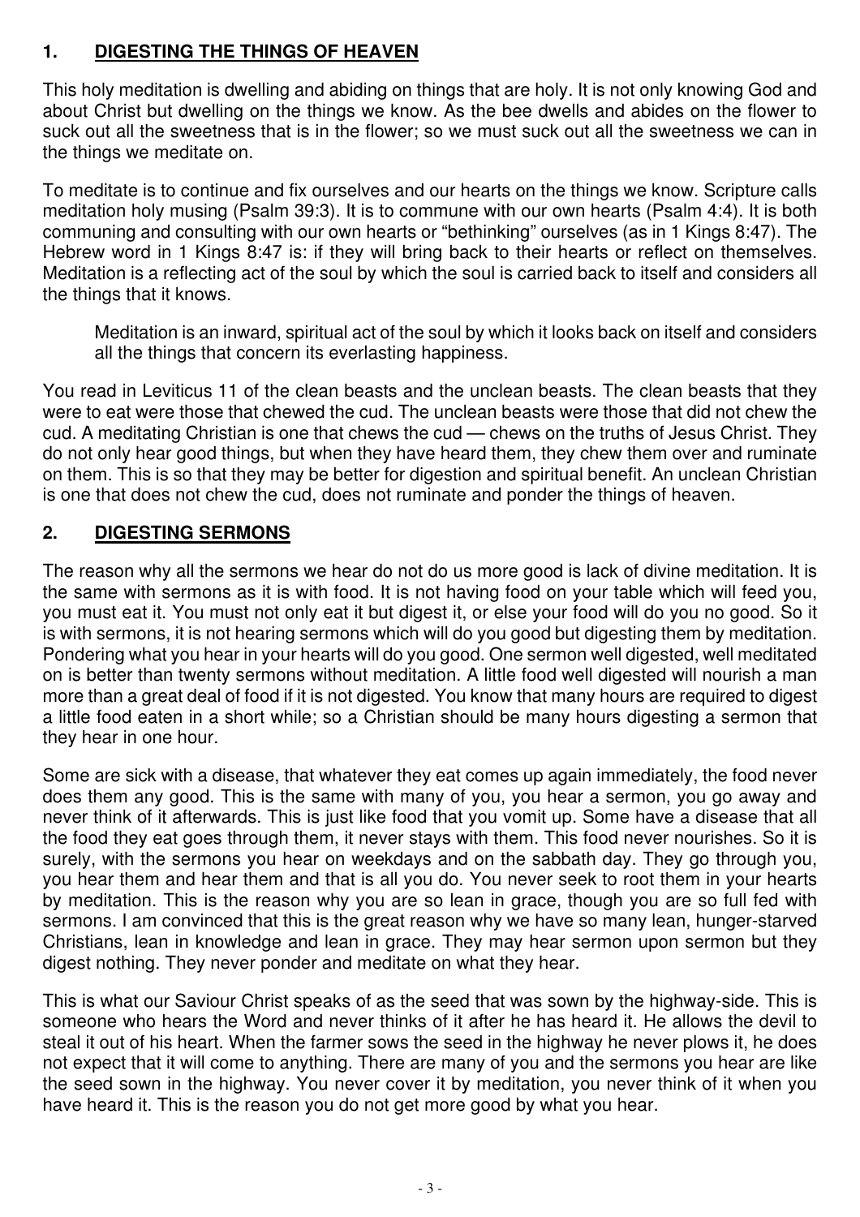## 1. DIGESTING THE THINGS OF HEAVEN

This holy meditation is dwelling and abiding on things that are holy. It is not only knowing God and about Christ but dwelling on the things we know. As the bee dwells and abides on the flower to suck out all the sweetness that is in the flower; so we must suck out all the sweetness we can in the things we meditate on.

To meditate is to continue and fix ourselves and our hearts on the things we know. Scripture calls meditation holy musing (Psalm 39:3). It is to commune with our own hearts (Psalm 4:4). It is both communing and consulting with our own hearts or "bethinking" ourselves (as in 1 Kings 8:47). The Hebrew word in 1 Kings 8:47 is: if they will bring back to their hearts or reflect on themselves. Meditation is a reflecting act of the soul by which the soul is carried back to itself and considers all the things that it knows.

> Meditation is an inward, spiritual act of the soul by which it looks back on itself and considers all the things that concern its everlasting happiness.

You read in Leviticus 11 of the clean beasts and the unclean beasts. The clean beasts that they were to eat were those that chewed the cud. The unclean beasts were those that did not chew the cud. A meditating Christian is one that chews the cud — chews on the truths of Jesus Christ. They do not only hear good things, but when they have heard them, they chew them over and ruminate on them. This is so that they may be better for digestion and spiritual benefit. An unclean Christian is one that does not chew the cud, does not ruminate and ponder the things of heaven.

## 2. DIGESTING SERMONS

The reason why all the sermons we hear do not do us more good is lack of divine meditation. It is the same with sermons as it is with food. It is not having food on your table which will feed you, you must eat it. You must not only eat it but digest it, or else your food will do you no good. So it is with sermons, it is not hearing sermons which will do you good but digesting them by meditation. Pondering what you hear in your hearts will do you good. One sermon well digested, well meditated on is better than twenty sermons without meditation. A little food well digested will nourish a man more than a great deal of food if it is not digested. You know that many hours are required to digest a little food eaten in a short while; so a Christian should be many hours digesting a sermon that they hear in one hour.

Some are sick with a disease, that whatever they eat comes up again immediately, the food never does them any good. This is the same with many of you, you hear a sermon, you go away and never think of it afterwards. This is just like food that you vomit up. Some have a disease that all the food they eat goes through them, it never stays with them. This food never nourishes. So it is surely, with the sermons you hear on weekdays and on the sabbath day. They go through you, you hear them and hear them and that is all you do. You never seek to root them in your hearts by meditation. This is the reason why you are so lean in grace, though you are so full fed with sermons. I am convinced that this is the great reason why we have so many lean, hunger-starved Christians, lean in knowledge and lean in grace. They may hear sermon upon sermon but they digest nothing. They never ponder and meditate on what they hear.

This is what our Saviour Christ speaks of as the seed that was sown by the highway-side. This is someone who hears the Word and never thinks of it after he has heard it. He allows the devil to steal it out of his heart. When the farmer sows the seed in the highway he never plows it, he does not expect that it will come to anything. There are many of you and the sermons you hear are like the seed sown in the highway. You never cover it by meditation, you never think of it when you have heard it. This is the reason you do not get more good by what you hear.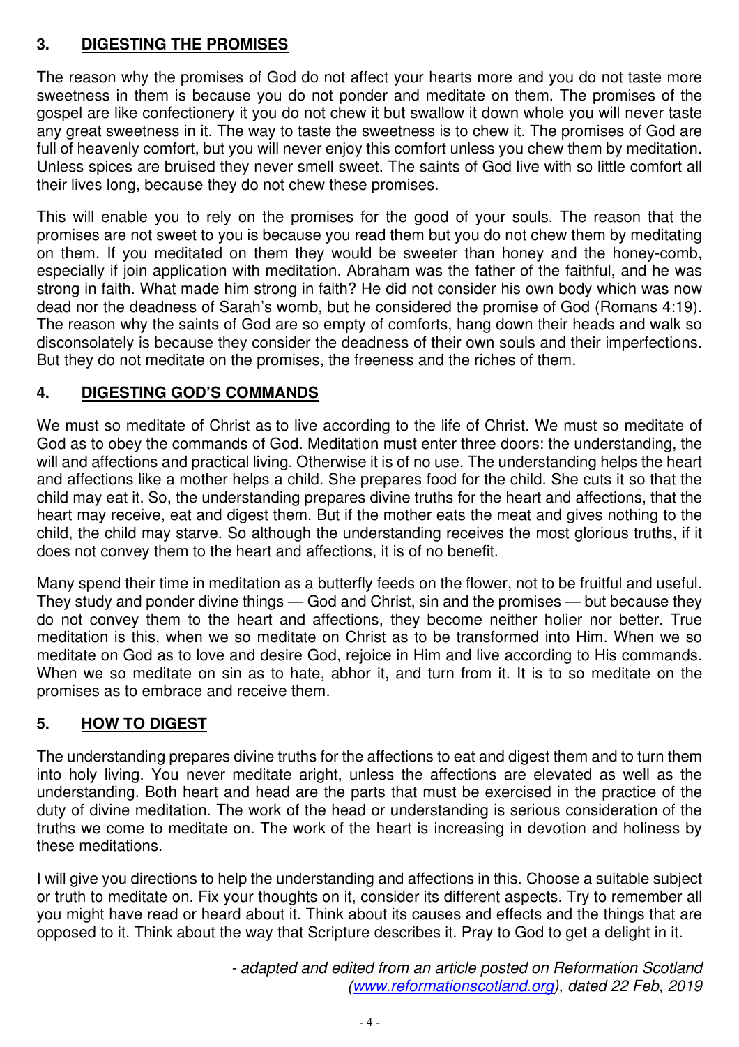## 3. DIGESTING THE PROMISES

The reason why the promises of God do not affect your hearts more and you do not taste more sweetness in them is because you do not ponder and meditate on them. The promises of the gospel are like confectionery it you do not chew it but swallow it down whole you will never taste any great sweetness in it. The way to taste the sweetness is to chew it. The promises of God are full of heavenly comfort, but you will never enjoy this comfort unless you chew them by meditation. Unless spices are bruised they never smell sweet. The saints of God live with so little comfort all their lives long, because they do not chew these promises.

This will enable you to rely on the promises for the good of your souls. The reason that the promises are not sweet to you is because you read them but you do not chew them by meditating on them. If you meditated on them they would be sweeter than honey and the honey-comb, especially if join application with meditation. Abraham was the father of the faithful, and he was strong in faith. What made him strong in faith? He did not consider his own body which was now dead nor the deadness of Sarah's womb, but he considered the promise of God (Romans 4:19). The reason why the saints of God are so empty of comforts, hang down their heads and walk so disconsolately is because they consider the deadness of their own souls and their imperfections. But they do not meditate on the promises, the freeness and the riches of them.

## 4. DIGESTING GOD'S COMMANDS

We must so meditate of Christ as to live according to the life of Christ. We must so meditate of God as to obey the commands of God. Meditation must enter three doors: the understanding, the will and affections and practical living. Otherwise it is of no use. The understanding helps the heart and affections like a mother helps a child. She prepares food for the child. She cuts it so that the child may eat it. So, the understanding prepares divine truths for the heart and affections, that the heart may receive, eat and digest them. But if the mother eats the meat and gives nothing to the child, the child may starve. So although the understanding receives the most glorious truths, if it does not convey them to the heart and affections, it is of no benefit.

Many spend their time in meditation as a butterfly feeds on the flower, not to be fruitful and useful. They study and ponder divine things — God and Christ, sin and the promises — but because they do not convey them to the heart and affections, they become neither holier nor better. True meditation is this, when we so meditate on Christ as to be transformed into Him. When we so meditate on God as to love and desire God, rejoice in Him and live according to His commands. When we so meditate on sin as to hate, abhor it, and turn from it. It is to so meditate on the promises as to embrace and receive them.

## 5. HOW TO DIGEST

The understanding prepares divine truths for the affections to eat and digest them and to turn them into holy living. You never meditate aright, unless the affections are elevated as well as the understanding. Both heart and head are the parts that must be exercised in the practice of the duty of divine meditation. The work of the head or understanding is serious consideration of the truths we come to meditate on. The work of the heart is increasing in devotion and holiness by these meditations.

I will give you directions to help the understanding and affections in this. Choose a suitable subject or truth to meditate on. Fix your thoughts on it, consider its different aspects. Try to remember all you might have read or heard about it. Think about its causes and effects and the things that are opposed to it. Think about the way that Scripture describes it. Pray to God to get a delight in it.

*- adapted and edited from an article posted on Reformation Scotland (www.reformationscotland.org), dated 22 Feb, 2019*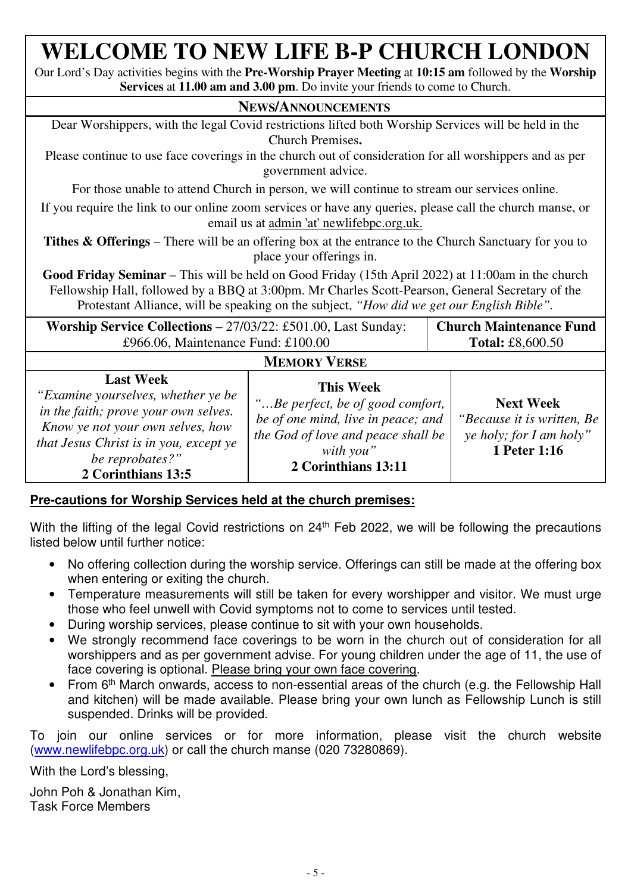# WELCOME TO NEW LIFE B-P CHURCH LONDON

Our Lord's Day activities begins with the **Pre-Worship Prayer Meeting** at **10:15 am** followed by the **Worship Services** at **11.00 am and 3.00 pm**. Do invite your friends to come to Church.

## NEWS/ANNOUNCEMENTS

Dear Worshippers, with the legal Covid restrictions lifted both Worship Services will be held in the Church Premises**.**

Please continue to use face coverings in the church out of consideration for all worshippers and as per government advice.

For those unable to attend Church in person, we will continue to stream our services online.

If you require the link to our online zoom services or have any queries, please call the church manse, or email us at admin 'at' newlifebpc.org.uk.

**Tithes & Offerings** – There will be an offering box at the entrance to the Church Sanctuary for you to place your offerings in.

**Good Friday Seminar** – This will be held on Good Friday (15th April 2022) at 11:00am in the church Fellowship Hall, followed by a BBQ at 3:00pm. Mr Charles Scott-Pearson, General Secretary of the Protestant Alliance, will be speaking on the subject, *"How did we get our English Bible"*.

| | |
|---|---|
| **Worship Service Collections** – 27/03/22: £501.00, Last Sunday: £966.06, Maintenance Fund: £100.00 | **Church Maintenance Fund Total:** £8,600.50 |

## MEMORY VERSE

| Last Week | This Week | Next Week |
|---|---|---|
| *"Examine yourselves, whether ye be in the faith; prove your own selves. Know ye not your own selves, how that Jesus Christ is in you, except ye be reprobates?"* **2 Corinthians 13:5** | *"…Be perfect, be of good comfort, be of one mind, live in peace; and the God of love and peace shall be with you"* **2 Corinthians 13:11** | *"Because it is written, Be ye holy; for I am holy"* **1 Peter 1:16** |

**Pre-cautions for Worship Services held at the church premises:**

With the lifting of the legal Covid restrictions on 24th Feb 2022, we will be following the precautions listed below until further notice:

- No offering collection during the worship service. Offerings can still be made at the offering box when entering or exiting the church.
- Temperature measurements will still be taken for every worshipper and visitor. We must urge those who feel unwell with Covid symptoms not to come to services until tested.
- During worship services, please continue to sit with your own households.
- We strongly recommend face coverings to be worn in the church out of consideration for all worshippers and as per government advise. For young children under the age of 11, the use of face covering is optional. Please bring your own face covering.
- From 6th March onwards, access to non-essential areas of the church (e.g. the Fellowship Hall and kitchen) will be made available. Please bring your own lunch as Fellowship Lunch is still suspended. Drinks will be provided.

To join our online services or for more information, please visit the church website (www.newlifebpc.org.uk) or call the church manse (020 73280869).

With the Lord's blessing,

John Poh & Jonathan Kim,
Task Force Members